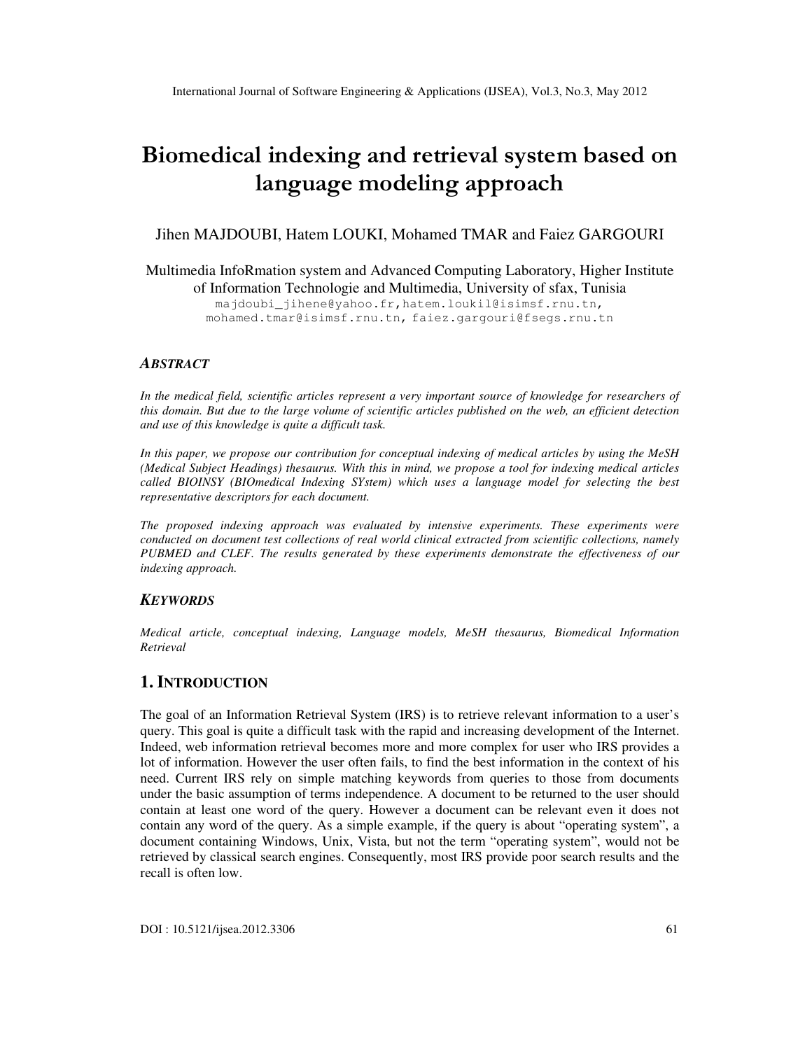# Biomedical indexing and retrieval system based on language modeling approach

Jihen MAJDOUBI, Hatem LOUKI, Mohamed TMAR and Faiez GARGOURI

Multimedia InfoRmation system and Advanced Computing Laboratory, Higher Institute of Information Technologie and Multimedia, University of sfax, Tunisia

majdoubi_jihene@yahoo.fr, hatem.loukil@isimsf.rnu.tn, mohamed.tmar@isimsf.rnu.tn, faiez.gargouri@fsegs.rnu.tn

### *ABSTRACT*

*In the medical field, scientific articles represent a very important source of knowledge for researchers of this domain. But due to the large volume of scientific articles published on the web, an efficient detection and use of this knowledge is quite a difficult task.*

*In this paper, we propose our contribution for conceptual indexing of medical articles by using the MeSH (Medical Subject Headings) thesaurus. With this in mind, we propose a tool for indexing medical articles called BIOINSY (BIOmedical Indexing SYstem) which uses a language model for selecting the best representative descriptors for each document.*

*The proposed indexing approach was evaluated by intensive experiments. These experiments were conducted on document test collections of real world clinical extracted from scientific collections, namely PUBMED and CLEF. The results generated by these experiments demonstrate the effectiveness of our indexing approach.*

### *KEYWORDS*

*Medical article, conceptual indexing, Language models, MeSH thesaurus, Biomedical Information Retrieval*

## 1. INTRODUCTION

The goal of an Information Retrieval System (IRS) is to retrieve relevant information to a user's query. This goal is quite a difficult task with the rapid and increasing development of the Internet. Indeed, web information retrieval becomes more and more complex for user who IRS provides a lot of information. However the user often fails, to find the best information in the context of his need. Current IRS rely on simple matching keywords from queries to those from documents under the basic assumption of terms independence. A document to be returned to the user should contain at least one word of the query. However a document can be relevant even it does not contain any word of the query. As a simple example, if the query is about "operating system", a document containing Windows, Unix, Vista, but not the term "operating system", would not be retrieved by classical search engines. Consequently, most IRS provide poor search results and the recall is often low.

DOI : 10.5121/ijsea.2012.3306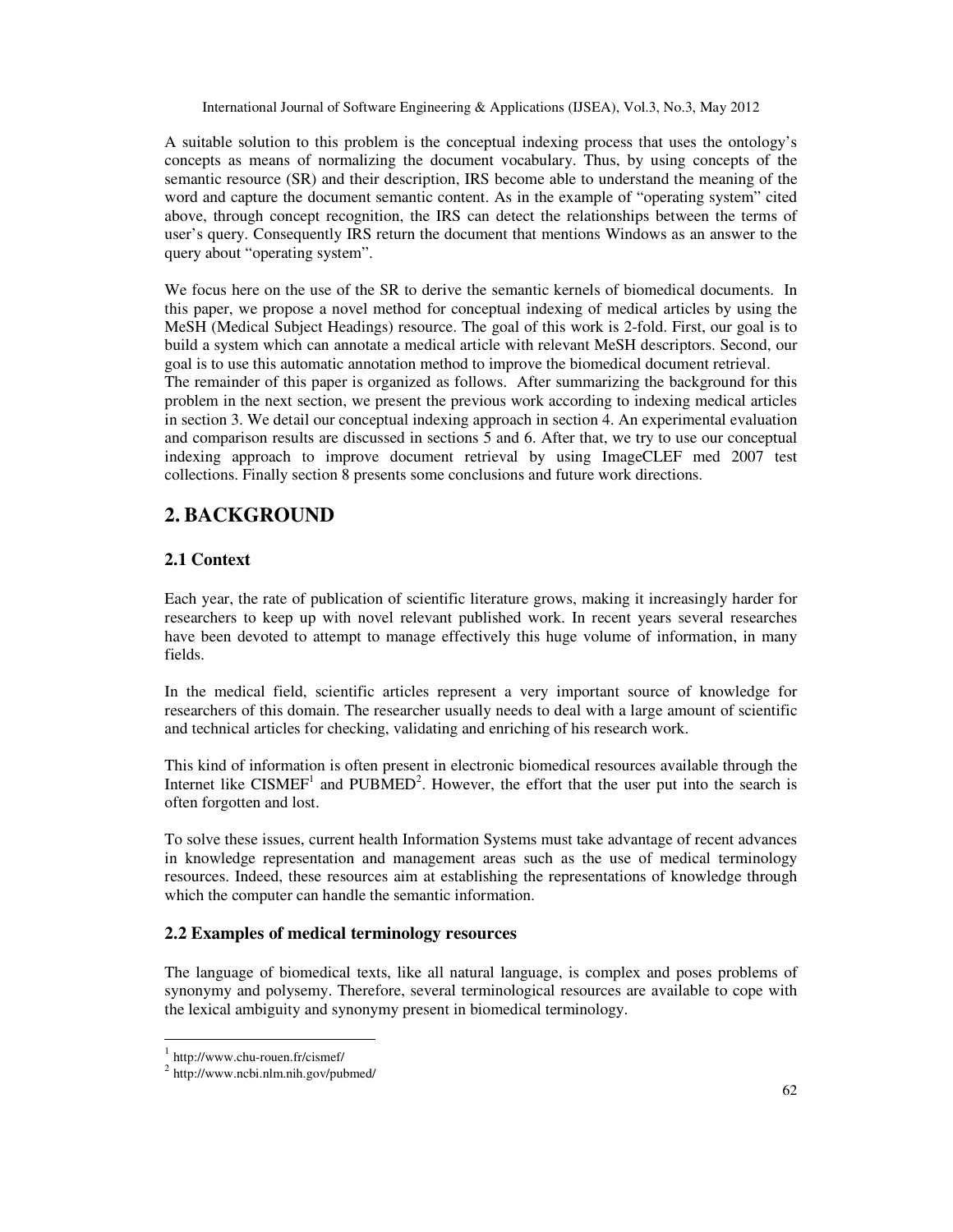A suitable solution to this problem is the conceptual indexing process that uses the ontology's concepts as means of normalizing the document vocabulary. Thus, by using concepts of the semantic resource (SR) and their description, IRS become able to understand the meaning of the word and capture the document semantic content. As in the example of "operating system" cited above, through concept recognition, the IRS can detect the relationships between the terms of user's query. Consequently IRS return the document that mentions Windows as an answer to the query about "operating system".

We focus here on the use of the SR to derive the semantic kernels of biomedical documents. In this paper, we propose a novel method for conceptual indexing of medical articles by using the MeSH (Medical Subject Headings) resource. The goal of this work is 2-fold. First, our goal is to build a system which can annotate a medical article with relevant MeSH descriptors. Second, our goal is to use this automatic annotation method to improve the biomedical document retrieval.
The remainder of this paper is organized as follows. After summarizing the background for this problem in the next section, we present the previous work according to indexing medical articles in section 3. We detail our conceptual indexing approach in section 4. An experimental evaluation and comparison results are discussed in sections 5 and 6. After that, we try to use our conceptual indexing approach to improve document retrieval by using ImageCLEF med 2007 test collections. Finally section 8 presents some conclusions and future work directions.

## 2. BACKGROUND

### 2.1 Context

Each year, the rate of publication of scientific literature grows, making it increasingly harder for researchers to keep up with novel relevant published work. In recent years several researches have been devoted to attempt to manage effectively this huge volume of information, in many fields.

In the medical field, scientific articles represent a very important source of knowledge for researchers of this domain. The researcher usually needs to deal with a large amount of scientific and technical articles for checking, validating and enriching of his research work.

This kind of information is often present in electronic biomedical resources available through the Internet like CISMEF[1] and PUBMED[2]. However, the effort that the user put into the search is often forgotten and lost.

To solve these issues, current health Information Systems must take advantage of recent advances in knowledge representation and management areas such as the use of medical terminology resources. Indeed, these resources aim at establishing the representations of knowledge through which the computer can handle the semantic information.

### 2.2 Examples of medical terminology resources

The language of biomedical texts, like all natural language, is complex and poses problems of synonymy and polysemy. Therefore, several terminological resources are available to cope with the lexical ambiguity and synonymy present in biomedical terminology.

[1] http://www.chu-rouen.fr/cismef/
[2] http://www.ncbi.nlm.nih.gov/pubmed/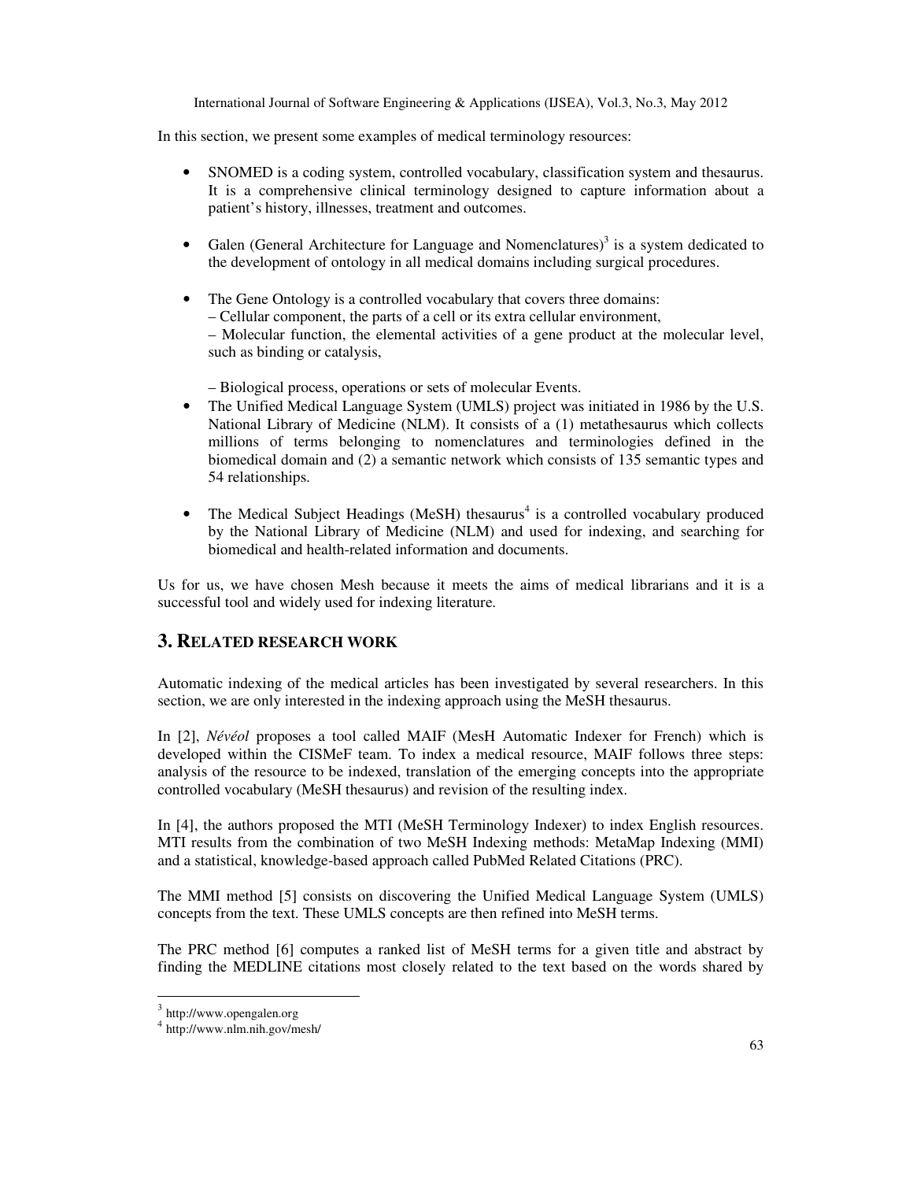In this section, we present some examples of medical terminology resources:

- SNOMED is a coding system, controlled vocabulary, classification system and thesaurus. It is a comprehensive clinical terminology designed to capture information about a patient's history, illnesses, treatment and outcomes.

- Galen (General Architecture for Language and Nomenclatures)[3] is a system dedicated to the development of ontology in all medical domains including surgical procedures.

- The Gene Ontology is a controlled vocabulary that covers three domains:
  – Cellular component, the parts of a cell or its extra cellular environment,
  – Molecular function, the elemental activities of a gene product at the molecular level, such as binding or catalysis,

  – Biological process, operations or sets of molecular Events.
- The Unified Medical Language System (UMLS) project was initiated in 1986 by the U.S. National Library of Medicine (NLM). It consists of a (1) metathesaurus which collects millions of terms belonging to nomenclatures and terminologies defined in the biomedical domain and (2) a semantic network which consists of 135 semantic types and 54 relationships.

- The Medical Subject Headings (MeSH) thesaurus[4] is a controlled vocabulary produced by the National Library of Medicine (NLM) and used for indexing, and searching for biomedical and health-related information and documents.

Us for us, we have chosen Mesh because it meets the aims of medical librarians and it is a successful tool and widely used for indexing literature.

## 3. RELATED RESEARCH WORK

Automatic indexing of the medical articles has been investigated by several researchers. In this section, we are only interested in the indexing approach using the MeSH thesaurus.

In [2], *Névéol* proposes a tool called MAIF (MesH Automatic Indexer for French) which is developed within the CISMeF team. To index a medical resource, MAIF follows three steps: analysis of the resource to be indexed, translation of the emerging concepts into the appropriate controlled vocabulary (MeSH thesaurus) and revision of the resulting index.

In [4], the authors proposed the MTI (MeSH Terminology Indexer) to index English resources. MTI results from the combination of two MeSH Indexing methods: MetaMap Indexing (MMI) and a statistical, knowledge-based approach called PubMed Related Citations (PRC).

The MMI method [5] consists on discovering the Unified Medical Language System (UMLS) concepts from the text. These UMLS concepts are then refined into MeSH terms.

The PRC method [6] computes a ranked list of MeSH terms for a given title and abstract by finding the MEDLINE citations most closely related to the text based on the words shared by

---

[3] http://www.opengalen.org

[4] http://www.nlm.nih.gov/mesh/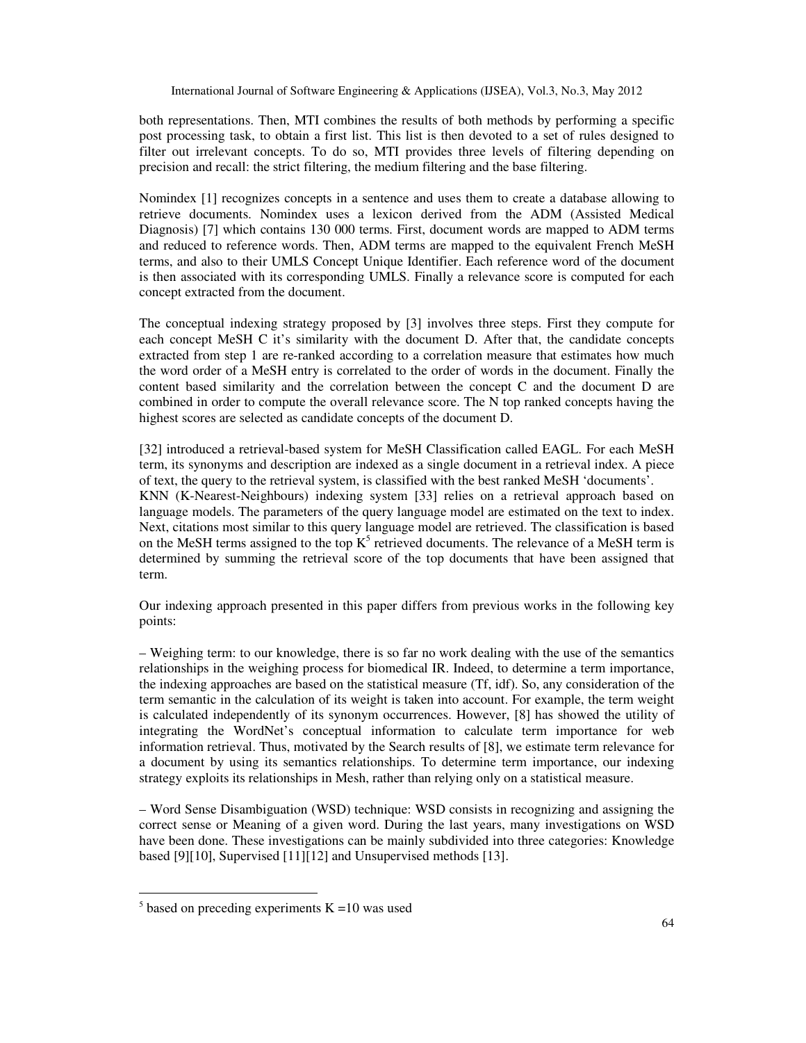both representations. Then, MTI combines the results of both methods by performing a specific post processing task, to obtain a first list. This list is then devoted to a set of rules designed to filter out irrelevant concepts. To do so, MTI provides three levels of filtering depending on precision and recall: the strict filtering, the medium filtering and the base filtering.

Nomindex [1] recognizes concepts in a sentence and uses them to create a database allowing to retrieve documents. Nomindex uses a lexicon derived from the ADM (Assisted Medical Diagnosis) [7] which contains 130 000 terms. First, document words are mapped to ADM terms and reduced to reference words. Then, ADM terms are mapped to the equivalent French MeSH terms, and also to their UMLS Concept Unique Identifier. Each reference word of the document is then associated with its corresponding UMLS. Finally a relevance score is computed for each concept extracted from the document.

The conceptual indexing strategy proposed by [3] involves three steps. First they compute for each concept MeSH C it's similarity with the document D. After that, the candidate concepts extracted from step 1 are re-ranked according to a correlation measure that estimates how much the word order of a MeSH entry is correlated to the order of words in the document. Finally the content based similarity and the correlation between the concept C and the document D are combined in order to compute the overall relevance score. The N top ranked concepts having the highest scores are selected as candidate concepts of the document D.

[32] introduced a retrieval-based system for MeSH Classification called EAGL. For each MeSH term, its synonyms and description are indexed as a single document in a retrieval index. A piece of text, the query to the retrieval system, is classified with the best ranked MeSH 'documents'.
KNN (K-Nearest-Neighbours) indexing system [33] relies on a retrieval approach based on language models. The parameters of the query language model are estimated on the text to index. Next, citations most similar to this query language model are retrieved. The classification is based on the MeSH terms assigned to the top K[5] retrieved documents. The relevance of a MeSH term is determined by summing the retrieval score of the top documents that have been assigned that term.

Our indexing approach presented in this paper differs from previous works in the following key points:

– Weighing term: to our knowledge, there is so far no work dealing with the use of the semantics relationships in the weighing process for biomedical IR. Indeed, to determine a term importance, the indexing approaches are based on the statistical measure (Tf, idf). So, any consideration of the term semantic in the calculation of its weight is taken into account. For example, the term weight is calculated independently of its synonym occurrences. However, [8] has showed the utility of integrating the WordNet's conceptual information to calculate term importance for web information retrieval. Thus, motivated by the Search results of [8], we estimate term relevance for a document by using its semantics relationships. To determine term importance, our indexing strategy exploits its relationships in Mesh, rather than relying only on a statistical measure.

– Word Sense Disambiguation (WSD) technique: WSD consists in recognizing and assigning the correct sense or Meaning of a given word. During the last years, many investigations on WSD have been done. These investigations can be mainly subdivided into three categories: Knowledge based [9][10], Supervised [11][12] and Unsupervised methods [13].

[5] based on preceding experiments K =10 was used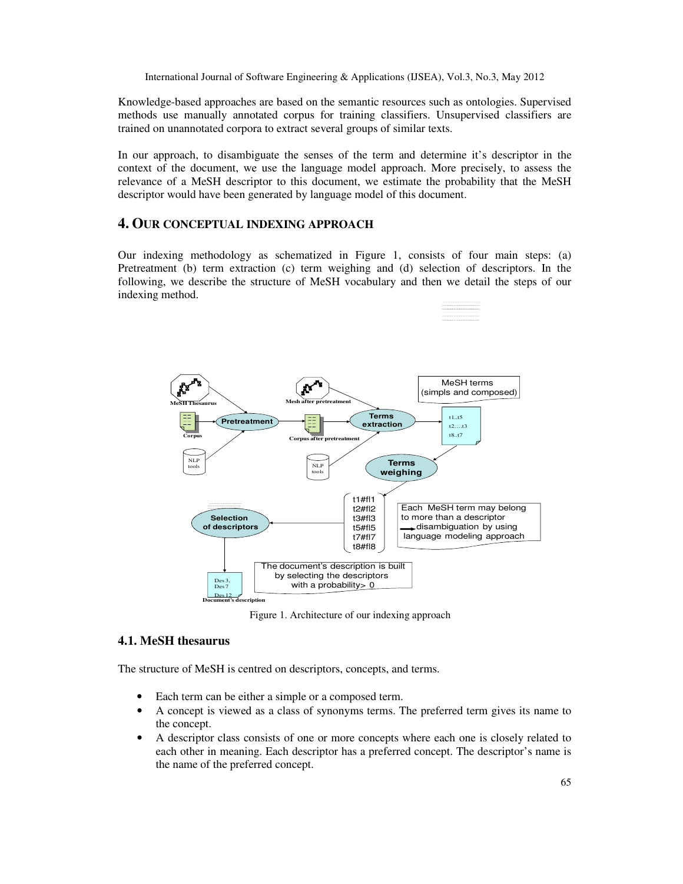Knowledge-based approaches are based on the semantic resources such as ontologies. Supervised methods use manually annotated corpus for training classifiers. Unsupervised classifiers are trained on unannotated corpora to extract several groups of similar texts.

In our approach, to disambiguate the senses of the term and determine it's descriptor in the context of the document, we use the language model approach. More precisely, to assess the relevance of a MeSH descriptor to this document, we estimate the probability that the MeSH descriptor would have been generated by language model of this document.

## 4. OUR CONCEPTUAL INDEXING APPROACH

Our indexing methodology as schematized in Figure 1, consists of four main steps: (a) Pretreatment (b) term extraction (c) term weighing and (d) selection of descriptors. In the following, we describe the structure of MeSH vocabulary and then we detail the steps of our indexing method.

Figure 1. Architecture of our indexing approach

### 4.1. MeSH thesaurus

The structure of MeSH is centred on descriptors, concepts, and terms.

- Each term can be either a simple or a composed term.
- A concept is viewed as a class of synonyms terms. The preferred term gives its name to the concept.
- A descriptor class consists of one or more concepts where each one is closely related to each other in meaning. Each descriptor has a preferred concept. The descriptor's name is the name of the preferred concept.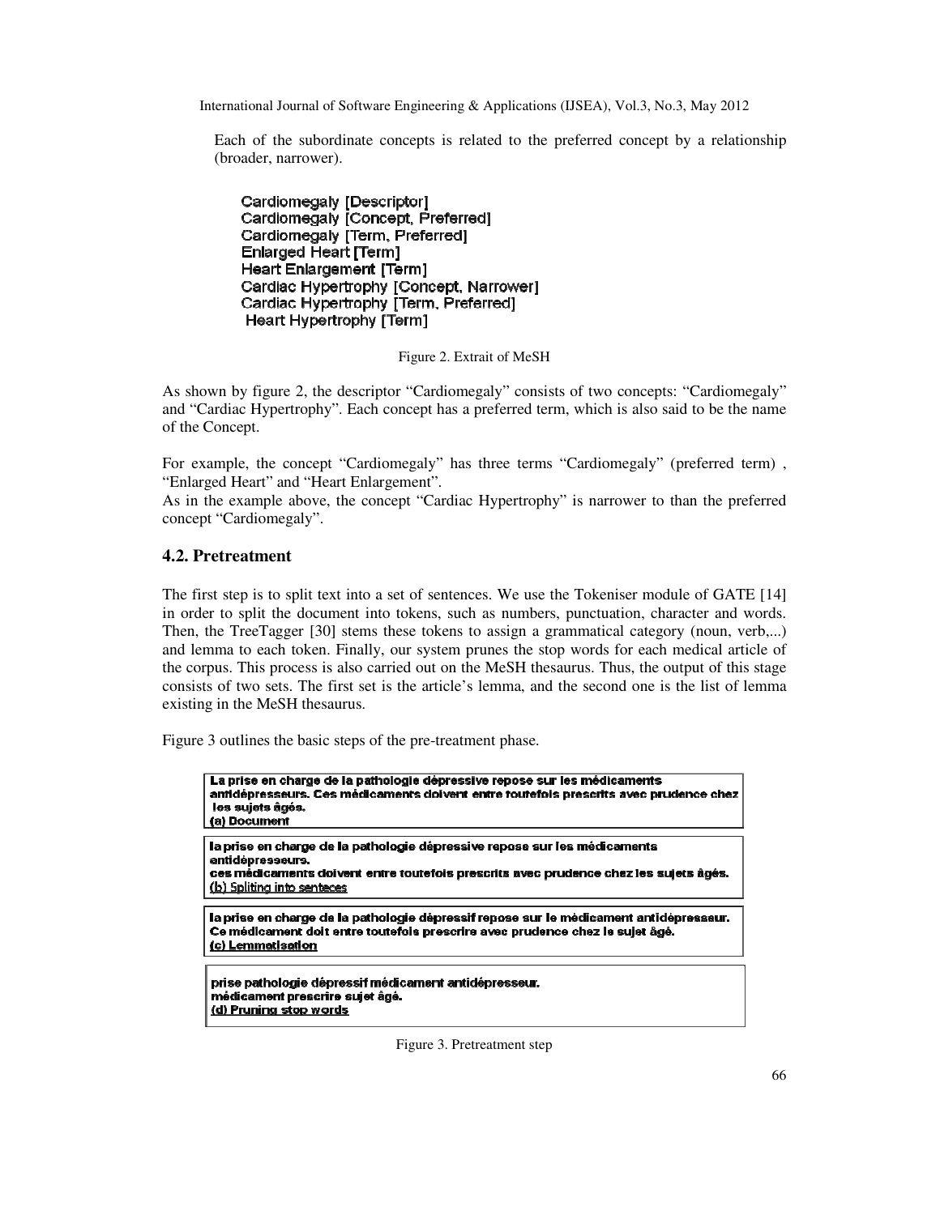Each of the subordinate concepts is related to the preferred concept by a relationship (broader, narrower).

```
Cardiomegaly [Descriptor]
Cardiomegaly [Concept, Preferred]
Cardiomegaly [Term, Preferred]
Enlarged Heart [Term]
Heart Enlargement [Term]
Cardiac Hypertrophy [Concept, Narrower]
Cardiac Hypertrophy [Term, Preferred]
 Heart Hypertrophy [Term]
```

Figure 2. Extrait of MeSH

As shown by figure 2, the descriptor "Cardiomegaly" consists of two concepts: "Cardiomegaly" and "Cardiac Hypertrophy". Each concept has a preferred term, which is also said to be the name of the Concept.

For example, the concept "Cardiomegaly" has three terms "Cardiomegaly" (preferred term) , "Enlarged Heart" and "Heart Enlargement".
As in the example above, the concept "Cardiac Hypertrophy" is narrower to than the preferred concept "Cardiomegaly".

## 4.2. Pretreatment

The first step is to split text into a set of sentences. We use the Tokeniser module of GATE [14] in order to split the document into tokens, such as numbers, punctuation, character and words. Then, the TreeTagger [30] stems these tokens to assign a grammatical category (noun, verb,...) and lemma to each token. Finally, our system prunes the stop words for each medical article of the corpus. This process is also carried out on the MeSH thesaurus. Thus, the output of this stage consists of two sets. The first set is the article's lemma, and the second one is the list of lemma existing in the MeSH thesaurus.

Figure 3 outlines the basic steps of the pre-treatment phase.

**La prise en charge de la pathologie dépressive repose sur les médicaments antidépresseurs. Ces médicaments doivent entre toutefois prescrits avec prudence chez les sujets âgés.**
**(a) Document**

**la prise en charge de la pathologie dépressive repose sur les médicaments antidépresseurs.**
**ces médicaments doivent entre toutefois prescrits avec prudence chez les sujets âgés.**
(b) Spliting into senteces

**la prise en charge de la pathologie dépressif repose sur le médicament antidépresseur.**
**Ce médicament doit entre toutefois prescrire avec prudence chez le sujet âgé.**
**(c) Lemmatisation**

**prise pathologie dépressif médicament antidépresseur.**
**médicament prescrire sujet âgé.**
**(d) Pruning stop words**

Figure 3. Pretreatment step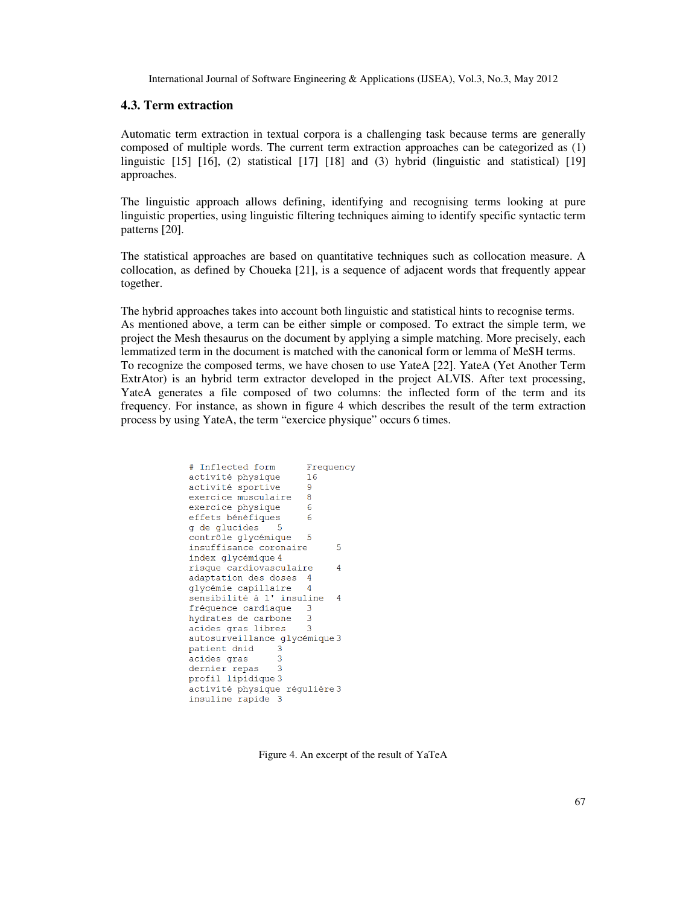### 4.3. Term extraction

Automatic term extraction in textual corpora is a challenging task because terms are generally composed of multiple words. The current term extraction approaches can be categorized as (1) linguistic [15] [16], (2) statistical [17] [18] and (3) hybrid (linguistic and statistical) [19] approaches.

The linguistic approach allows defining, identifying and recognising terms looking at pure linguistic properties, using linguistic filtering techniques aiming to identify specific syntactic term patterns [20].

The statistical approaches are based on quantitative techniques such as collocation measure. A collocation, as defined by Choueka [21], is a sequence of adjacent words that frequently appear together.

The hybrid approaches takes into account both linguistic and statistical hints to recognise terms. As mentioned above, a term can be either simple or composed. To extract the simple term, we project the Mesh thesaurus on the document by applying a simple matching. More precisely, each lemmatized term in the document is matched with the canonical form or lemma of MeSH terms. To recognize the composed terms, we have chosen to use YateA [22]. YateA (Yet Another Term ExtrAtor) is an hybrid term extractor developed in the project ALVIS. After text processing, YateA generates a file composed of two columns: the inflected form of the term and its frequency. For instance, as shown in figure 4 which describes the result of the term extraction process by using YateA, the term “exercice physique” occurs 6 times.

```
# Inflected form      Frequency
activité physique     16
activité sportive     9
exercice musculaire   8
exercice physique     6
effets bénéfiques     6
g de glucides    5
contrôle glycémique   5
insuffisance coronaire      5
index glycémique 4
risque cardiovasculaire     4
adaptation des doses  4
glycémie capillaire   4
sensibilité à l' insuline   4
fréquence cardiaque   3
hydrates de carbone   3
acides gras libres    3
autosurveillance glycémique 3
patient dnid     3
acides gras      3
dernier repas    3
profil lipidique 3
activité physique régulière 3
insuline rapide  3
```

Figure 4. An excerpt of the result of YaTeA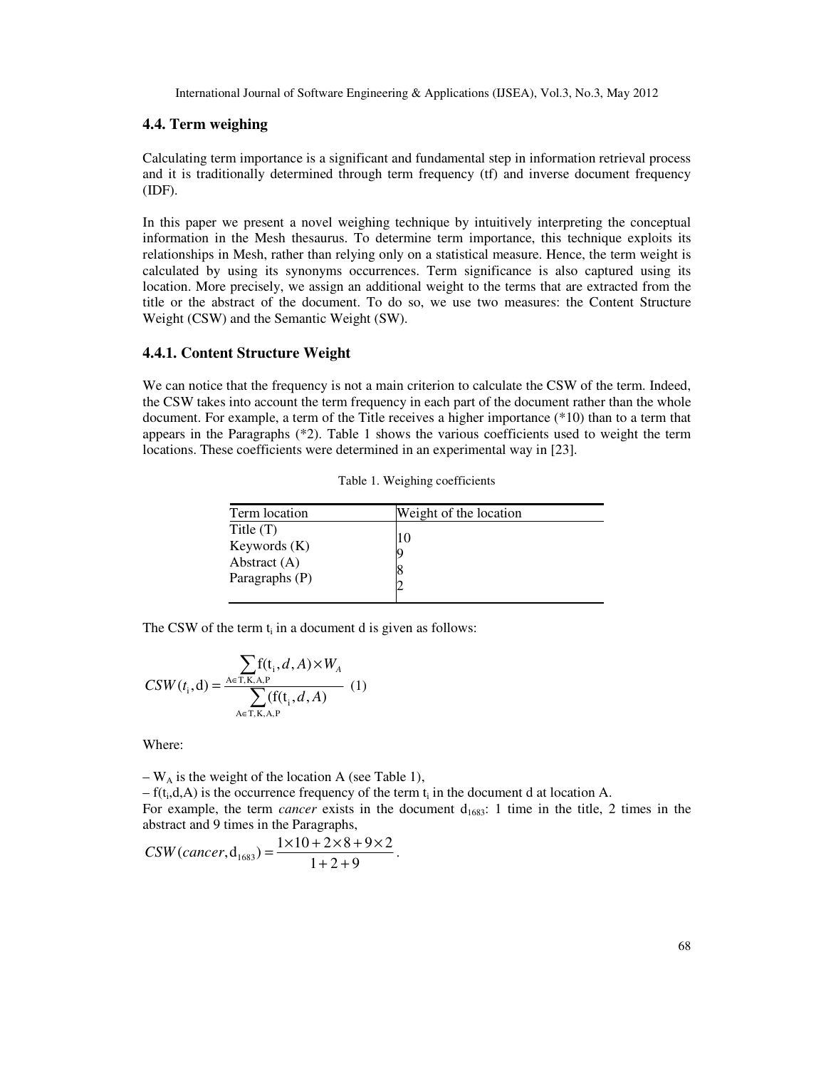### 4.4. Term weighing

Calculating term importance is a significant and fundamental step in information retrieval process and it is traditionally determined through term frequency (tf) and inverse document frequency (IDF).

In this paper we present a novel weighing technique by intuitively interpreting the conceptual information in the Mesh thesaurus. To determine term importance, this technique exploits its relationships in Mesh, rather than relying only on a statistical measure. Hence, the term weight is calculated by using its synonyms occurrences. Term significance is also captured using its location. More precisely, we assign an additional weight to the terms that are extracted from the title or the abstract of the document. To do so, we use two measures: the Content Structure Weight (CSW) and the Semantic Weight (SW).

#### 4.4.1. Content Structure Weight

We can notice that the frequency is not a main criterion to calculate the CSW of the term. Indeed, the CSW takes into account the term frequency in each part of the document rather than the whole document. For example, a term of the Title receives a higher importance (*10) than to a term that appears in the Paragraphs (*2). Table 1 shows the various coefficients used to weight the term locations. These coefficients were determined in an experimental way in [23].

Table 1. Weighing coefficients

| Term location | Weight of the location |
|---|---|
| Title (T) | 10 |
| Keywords (K) | 9 |
| Abstract (A) | 8 |
| Paragraphs (P) | 2 |

The CSW of the term $t_i$ in a document d is given as follows:

$$CSW(t_i, \mathrm{d}) = \frac{\sum_{A \in T,K,A,P} \mathrm{f}(t_i, d, A) \times W_A}{\sum_{A \in T,K,A,P} (\mathrm{f}(t_i, d, A)} \quad (1)$$

Where:

– $W_A$ is the weight of the location A (see Table 1),
– $\mathrm{f}(t_i,d,A)$ is the occurrence frequency of the term $t_i$ in the document d at location A.
For example, the term *cancer* exists in the document $d_{1683}$: 1 time in the title, 2 times in the abstract and 9 times in the Paragraphs,

$$CSW(cancer, \mathrm{d}_{1683}) = \frac{1 \times 10 + 2 \times 8 + 9 \times 2}{1 + 2 + 9}.$$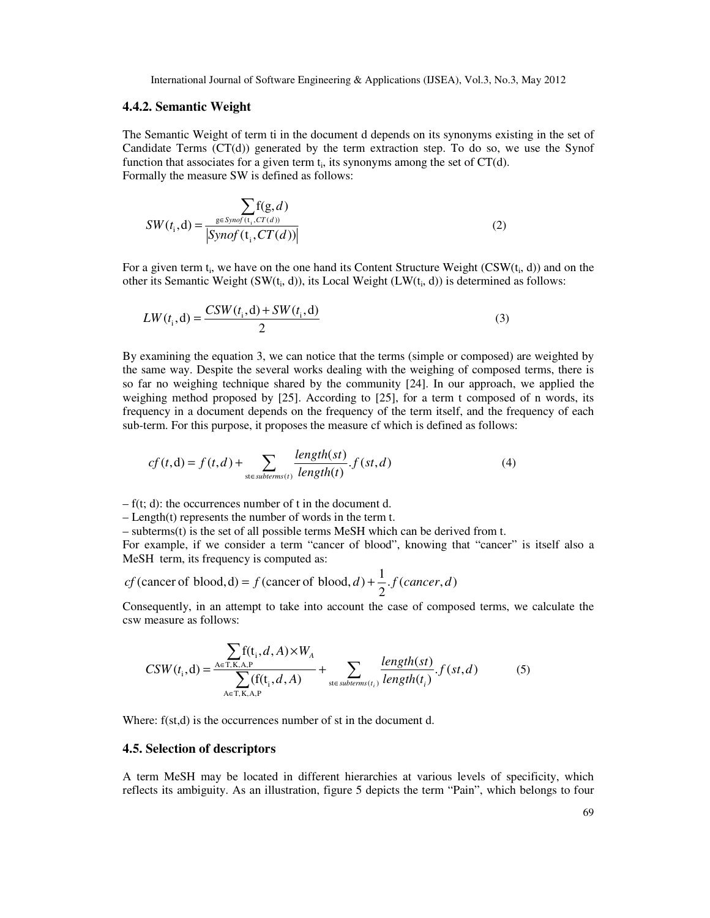### 4.4.2. Semantic Weight

The Semantic Weight of term ti in the document d depends on its synonyms existing in the set of Candidate Terms (CT(d)) generated by the term extraction step. To do so, we use the Synof function that associates for a given term $t_i$, its synonyms among the set of CT(d).
Formally the measure SW is defined as follows:

$$SW(t_i, \mathrm{d}) = \frac{\sum_{\mathrm{g} \in Synof(\mathrm{t_i}, CT(d))} \mathrm{f}(\mathrm{g}, d)}{\left| Synof(\mathrm{t_i}, CT(d)) \right|} \quad (2)$$

For a given term $t_i$, we have on the one hand its Content Structure Weight ($CSW(t_i, d)$) and on the other its Semantic Weight ($SW(t_i, d)$), its Local Weight ($LW(t_i, d)$) is determined as follows:

$$LW(t_i, \mathrm{d}) = \frac{CSW(t_i, \mathrm{d}) + SW(t_i, \mathrm{d})}{2} \quad (3)$$

By examining the equation 3, we can notice that the terms (simple or composed) are weighted by the same way. Despite the several works dealing with the weighing of composed terms, there is so far no weighing technique shared by the community [24]. In our approach, we applied the weighing method proposed by [25]. According to [25], for a term t composed of n words, its frequency in a document depends on the frequency of the term itself, and the frequency of each sub-term. For this purpose, it proposes the measure cf which is defined as follows:

$$cf(t, \mathrm{d}) = f(t, d) + \sum_{\mathrm{st} \in subterms(t)} \frac{length(st)}{length(t)} . f(st, d) \quad (4)$$

– f(t; d): the occurrences number of t in the document d.
– Length(t) represents the number of words in the term t.
– subterms(t) is the set of all possible terms MeSH which can be derived from t.
For example, if we consider a term "cancer of blood", knowing that "cancer" is itself also a MeSH term, its frequency is computed as:

$$cf(\text{cancer of blood}, \mathrm{d}) = f(\text{cancer of blood}, d) + \frac{1}{2} . f(cancer, d)$$

Consequently, in an attempt to take into account the case of composed terms, we calculate the csw measure as follows:

$$CSW(t_i, \mathrm{d}) = \frac{\sum_{\mathrm{A} \in \mathrm{T,K,A,P}} \mathrm{f}(\mathrm{t_i}, d, A) \times W_A}{\sum_{\mathrm{A} \in \mathrm{T,K,A,P}} (\mathrm{f}(\mathrm{t_i}, d, A)} + \sum_{\mathrm{st} \in subterms(t_i)} \frac{length(st)}{length(t_i)} . f(st, d) \quad (5)$$

Where: f(st,d) is the occurrences number of st in the document d.

## 4.5. Selection of descriptors

A term MeSH may be located in different hierarchies at various levels of specificity, which reflects its ambiguity. As an illustration, figure 5 depicts the term "Pain", which belongs to four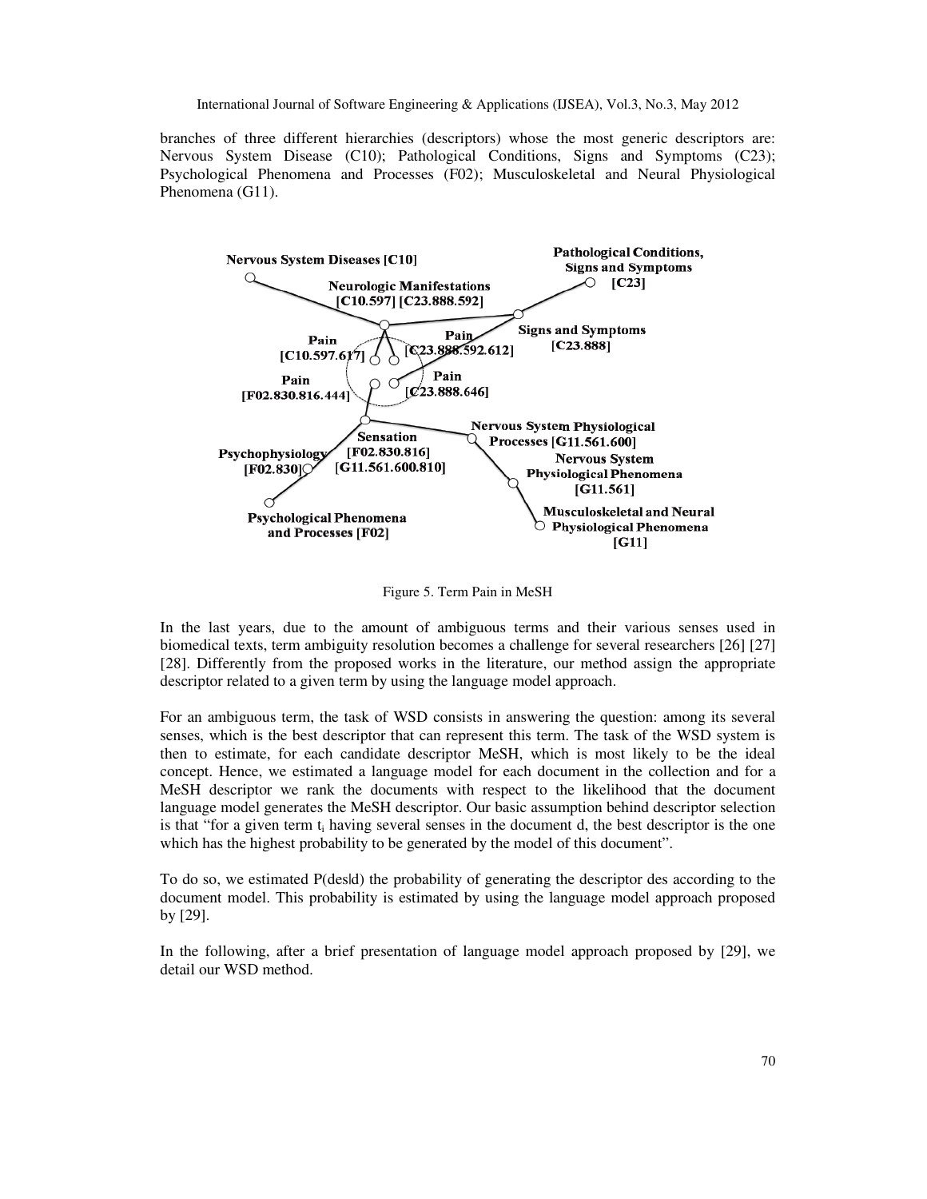branches of three different hierarchies (descriptors) whose the most generic descriptors are: Nervous System Disease (C10); Pathological Conditions, Signs and Symptoms (C23); Psychological Phenomena and Processes (F02); Musculoskeletal and Neural Physiological Phenomena (G11).

Figure 5. Term Pain in MeSH

In the last years, due to the amount of ambiguous terms and their various senses used in biomedical texts, term ambiguity resolution becomes a challenge for several researchers [26] [27] [28]. Differently from the proposed works in the literature, our method assign the appropriate descriptor related to a given term by using the language model approach.

For an ambiguous term, the task of WSD consists in answering the question: among its several senses, which is the best descriptor that can represent this term. The task of the WSD system is then to estimate, for each candidate descriptor MeSH, which is most likely to be the ideal concept. Hence, we estimated a language model for each document in the collection and for a MeSH descriptor we rank the documents with respect to the likelihood that the document language model generates the MeSH descriptor. Our basic assumption behind descriptor selection is that "for a given term $t_i$ having several senses in the document d, the best descriptor is the one which has the highest probability to be generated by the model of this document".

To do so, we estimated P(des|d) the probability of generating the descriptor des according to the document model. This probability is estimated by using the language model approach proposed by [29].

In the following, after a brief presentation of language model approach proposed by [29], we detail our WSD method.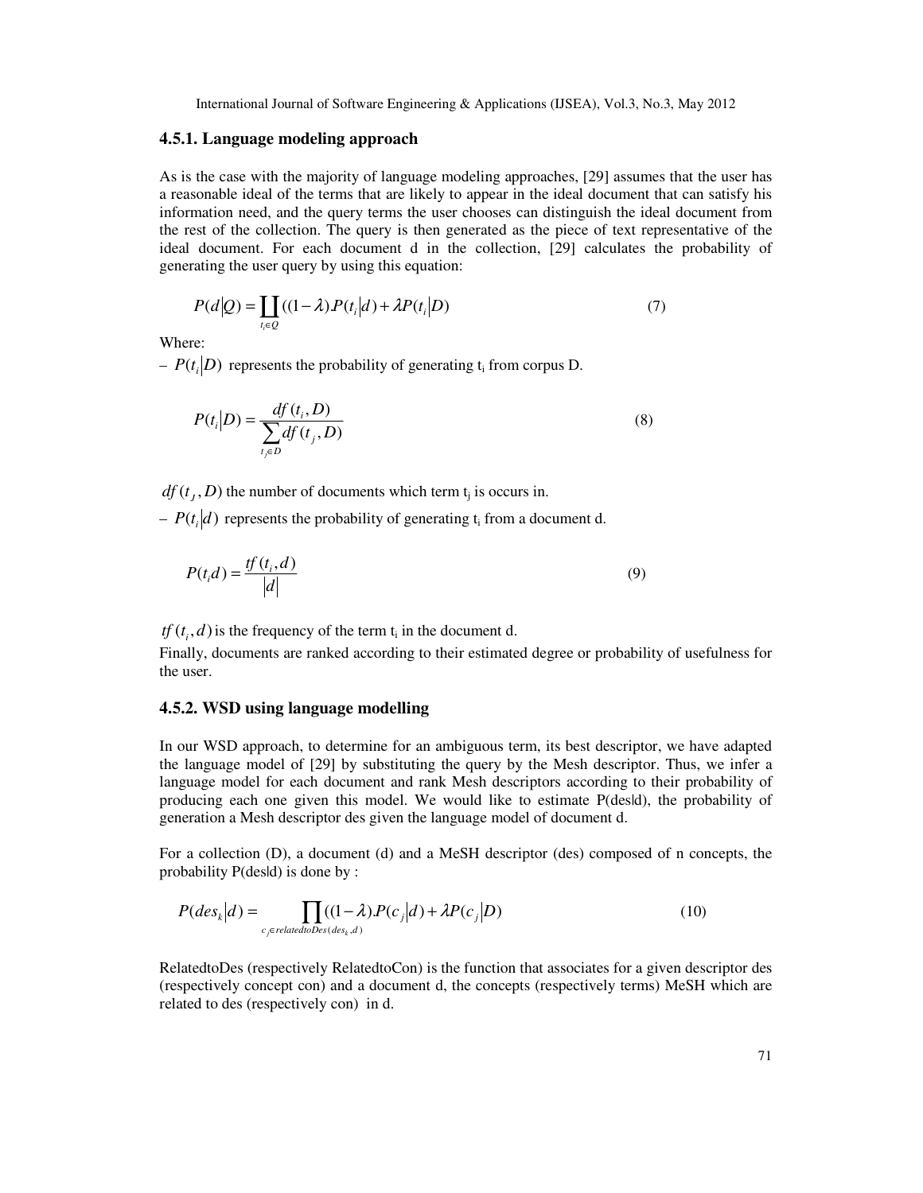### 4.5.1. Language modeling approach

As is the case with the majority of language modeling approaches, [29] assumes that the user has a reasonable ideal of the terms that are likely to appear in the ideal document that can satisfy his information need, and the query terms the user chooses can distinguish the ideal document from the rest of the collection. The query is then generated as the piece of text representative of the ideal document. For each document d in the collection, [29] calculates the probability of generating the user query by using this equation:

$$P(d|Q) = \prod_{t_i \in Q} ((1-\lambda).P(t_i|d) + \lambda P(t_i|D) \quad (7)$$

Where:

– $P(t_i|D)$ represents the probability of generating $t_i$ from corpus D.

$$P(t_i|D) = \frac{df(t_i, D)}{\sum_{t_j \in D} df(t_j, D)} \quad (8)$$

$df(t_J, D)$ the number of documents which term $t_j$ is occurs in.

– $P(t_i|d)$ represents the probability of generating $t_i$ from a document d.

$$P(t_i d) = \frac{tf(t_i, d)}{|d|} \quad (9)$$

$tf(t_i, d)$ is the frequency of the term $t_i$ in the document d.

Finally, documents are ranked according to their estimated degree or probability of usefulness for the user.

### 4.5.2. WSD using language modelling

In our WSD approach, to determine for an ambiguous term, its best descriptor, we have adapted the language model of [29] by substituting the query by the Mesh descriptor. Thus, we infer a language model for each document and rank Mesh descriptors according to their probability of producing each one given this model. We would like to estimate P(des|d), the probability of generation a Mesh descriptor des given the language model of document d.

For a collection (D), a document (d) and a MeSH descriptor (des) composed of n concepts, the probability P(des|d) is done by :

$$P(des_k|d) = \prod_{c_j \in relatedtoDes(des_k, d)} ((1-\lambda).P(c_j|d) + \lambda P(c_j|D) \quad (10)$$

RelatedtoDes (respectively RelatedtoCon) is the function that associates for a given descriptor des (respectively concept con) and a document d, the concepts (respectively terms) MeSH which are related to des (respectively con) in d.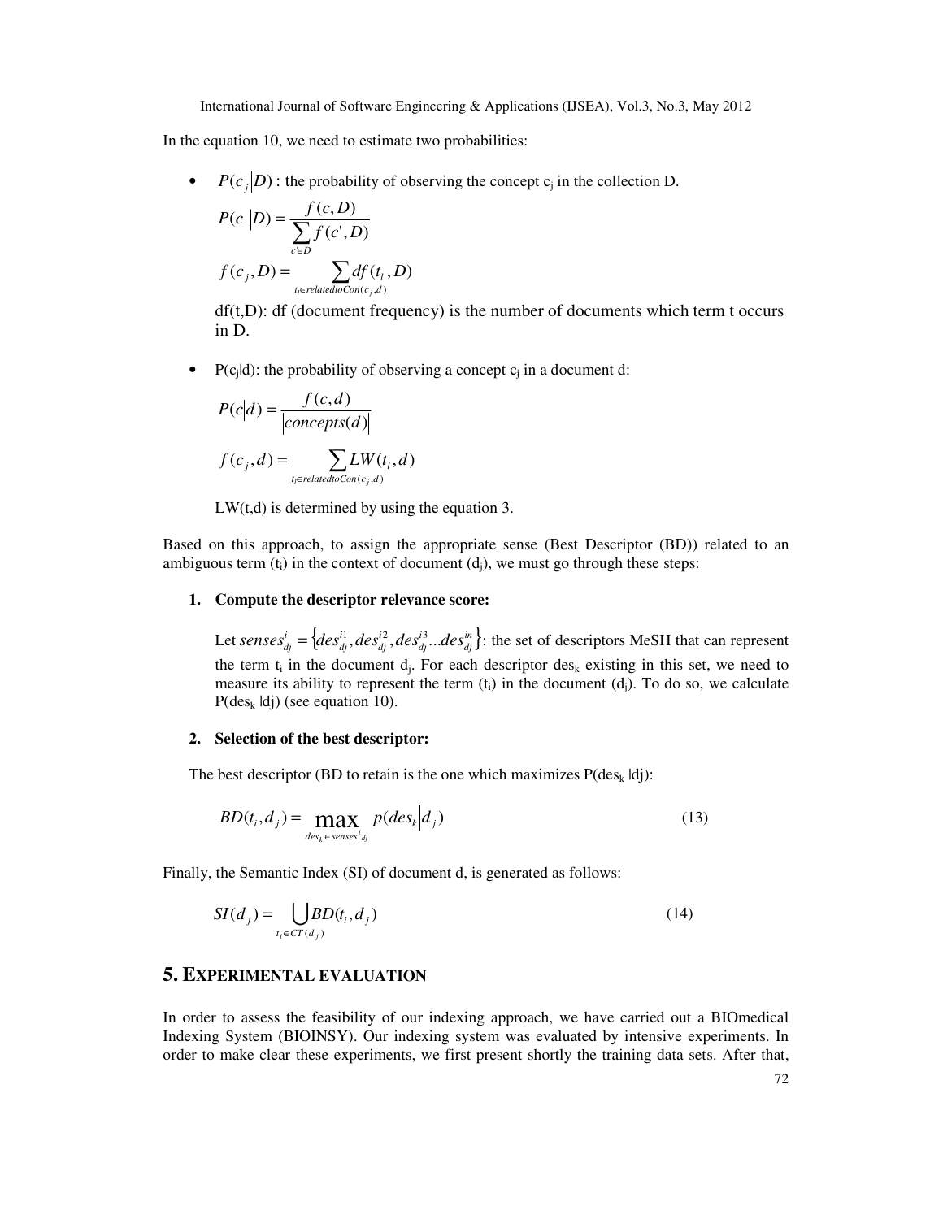In the equation 10, we need to estimate two probabilities:

- $P(c_j|D)$ : the probability of observing the concept $c_j$ in the collection D.

  $$P(c|D) = \frac{f(c,D)}{\sum_{c' \in D} f(c',D)}$$

  $$f(c_j, D) = \sum_{t_l \in relatedtoCon(c_j,d)} df(t_l, D)$$

  df(t,D): df (document frequency) is the number of documents which term t occurs in D.

- $P(c_j|d)$: the probability of observing a concept $c_j$ in a document d:

  $$P(c|d) = \frac{f(c,d)}{|concepts(d)|}$$

  $$f(c_j, d) = \sum_{t_l \in relatedtoCon(c_j,d)} LW(t_l, d)$$

  LW(t,d) is determined by using the equation 3.

Based on this approach, to assign the appropriate sense (Best Descriptor (BD)) related to an ambiguous term ($t_i$) in the context of document ($d_j$), we must go through these steps:

1. **Compute the descriptor relevance score:**

   Let $senses_{dj}^{i} = \{des_{dj}^{i1}, des_{dj}^{i2}, des_{dj}^{i3} ... des_{dj}^{in}\}$: the set of descriptors MeSH that can represent the term $t_i$ in the document $d_j$. For each descriptor $des_k$ existing in this set, we need to measure its ability to represent the term ($t_i$) in the document ($d_j$). To do so, we calculate $P(des_k|dj)$ (see equation 10).

2. **Selection of the best descriptor:**

   The best descriptor (BD to retain is the one which maximizes $P(des_k|dj)$:

$$BD(t_i, d_j) = \max_{des_k \in senses^i{}_{dj}} p(des_k|d_j) \tag{13}$$

Finally, the Semantic Index (SI) of document d, is generated as follows:

$$SI(d_j) = \bigcup_{t_i \in CT(d_j)} BD(t_i, d_j) \tag{14}$$

## 5. Experimental evaluation

In order to assess the feasibility of our indexing approach, we have carried out a BIOmedical Indexing System (BIOINSY). Our indexing system was evaluated by intensive experiments. In order to make clear these experiments, we first present shortly the training data sets. After that,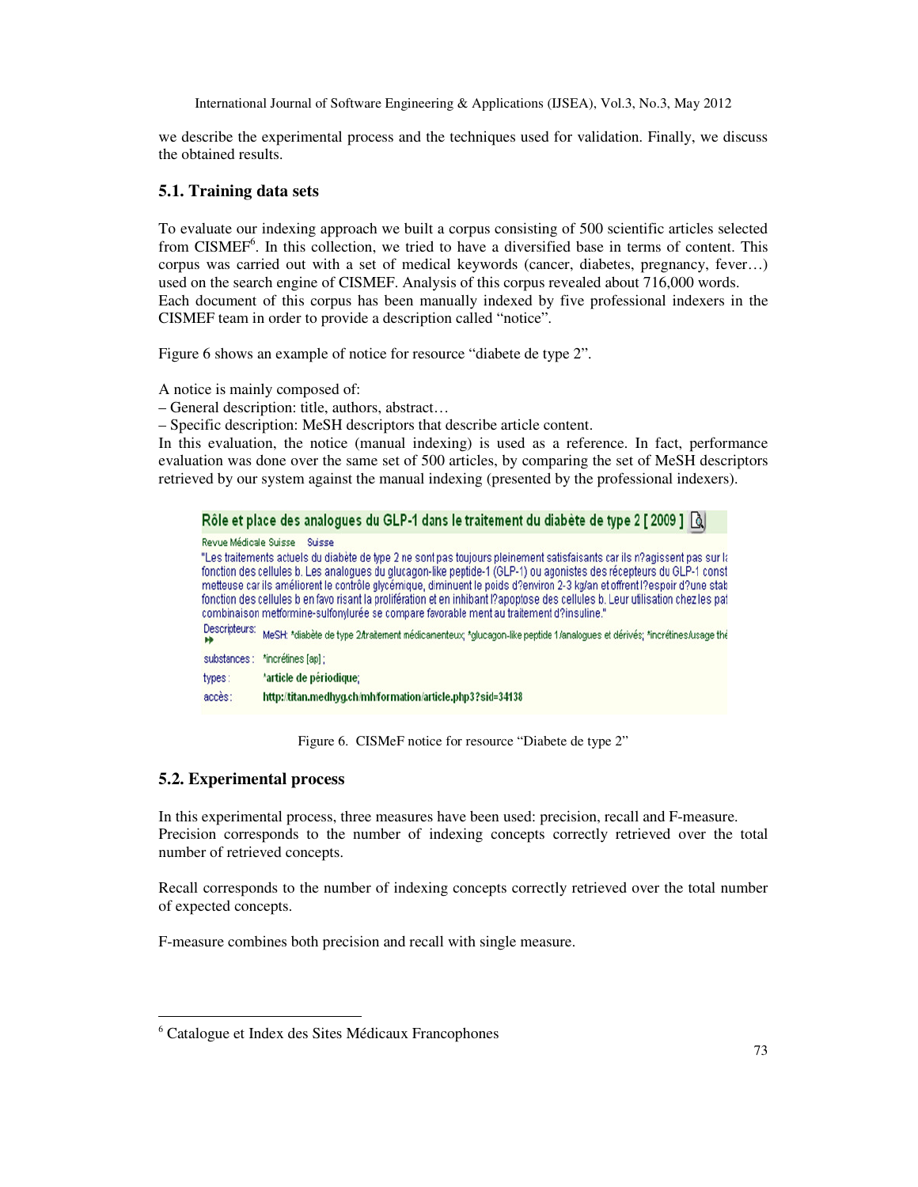we describe the experimental process and the techniques used for validation. Finally, we discuss the obtained results.

### 5.1. Training data sets

To evaluate our indexing approach we built a corpus consisting of 500 scientific articles selected from CISMEF[6]. In this collection, we tried to have a diversified base in terms of content. This corpus was carried out with a set of medical keywords (cancer, diabetes, pregnancy, fever…) used on the search engine of CISMEF. Analysis of this corpus revealed about 716,000 words.
Each document of this corpus has been manually indexed by five professional indexers in the CISMEF team in order to provide a description called "notice".

Figure 6 shows an example of notice for resource "diabete de type 2".

A notice is mainly composed of:
– General description: title, authors, abstract…
– Specific description: MeSH descriptors that describe article content.
In this evaluation, the notice (manual indexing) is used as a reference. In fact, performance evaluation was done over the same set of 500 articles, by comparing the set of MeSH descriptors retrieved by our system against the manual indexing (presented by the professional indexers).

Figure 6. CISMeF notice for resource "Diabete de type 2"

### 5.2. Experimental process

In this experimental process, three measures have been used: precision, recall and F-measure.
Precision corresponds to the number of indexing concepts correctly retrieved over the total number of retrieved concepts.

Recall corresponds to the number of indexing concepts correctly retrieved over the total number of expected concepts.

F-measure combines both precision and recall with single measure.

---

[6] Catalogue et Index des Sites Médicaux Francophones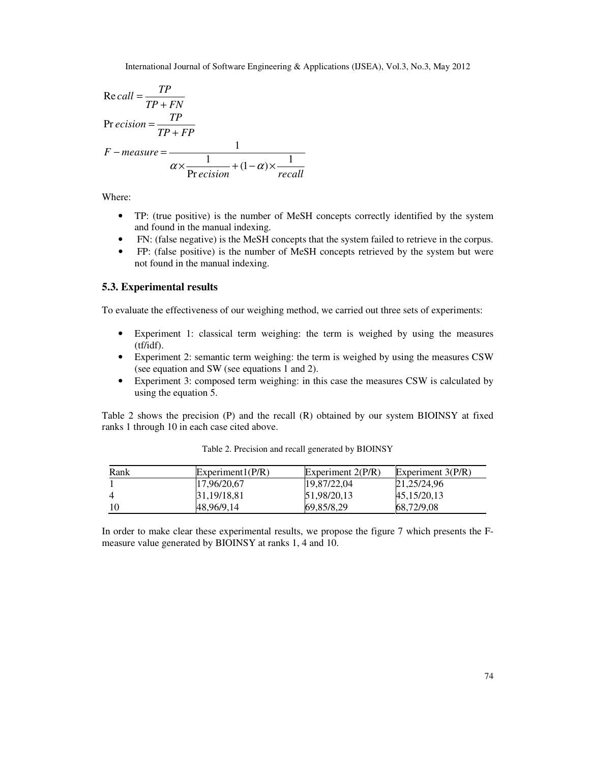$$Recall = \frac{TP}{TP + FN}$$

$$Precision = \frac{TP}{TP + FP}$$

$$F - measure = \frac{1}{\alpha \times \frac{1}{Precision} + (1 - \alpha) \times \frac{1}{recall}}$$

Where:

- TP: (true positive) is the number of MeSH concepts correctly identified by the system and found in the manual indexing.
- FN: (false negative) is the MeSH concepts that the system failed to retrieve in the corpus.
- FP: (false positive) is the number of MeSH concepts retrieved by the system but were not found in the manual indexing.

### 5.3. Experimental results

To evaluate the effectiveness of our weighing method, we carried out three sets of experiments:

- Experiment 1: classical term weighing: the term is weighed by using the measures (tf/idf).
- Experiment 2: semantic term weighing: the term is weighed by using the measures CSW (see equation and SW (see equations 1 and 2).
- Experiment 3: composed term weighing: in this case the measures CSW is calculated by using the equation 5.

Table 2 shows the precision (P) and the recall (R) obtained by our system BIOINSY at fixed ranks 1 through 10 in each case cited above.

Table 2. Precision and recall generated by BIOINSY

| Rank | Experiment1(P/R) | Experiment 2(P/R) | Experiment 3(P/R) |
|---|---|---|---|
| 1 | 17,96/20,67 | 19,87/22,04 | 21,25/24,96 |
| 4 | 31,19/18,81 | 51,98/20,13 | 45,15/20,13 |
| 10 | 48,96/9,14 | 69,85/8,29 | 68,72/9,08 |

In order to make clear these experimental results, we propose the figure 7 which presents the F-measure value generated by BIOINSY at ranks 1, 4 and 10.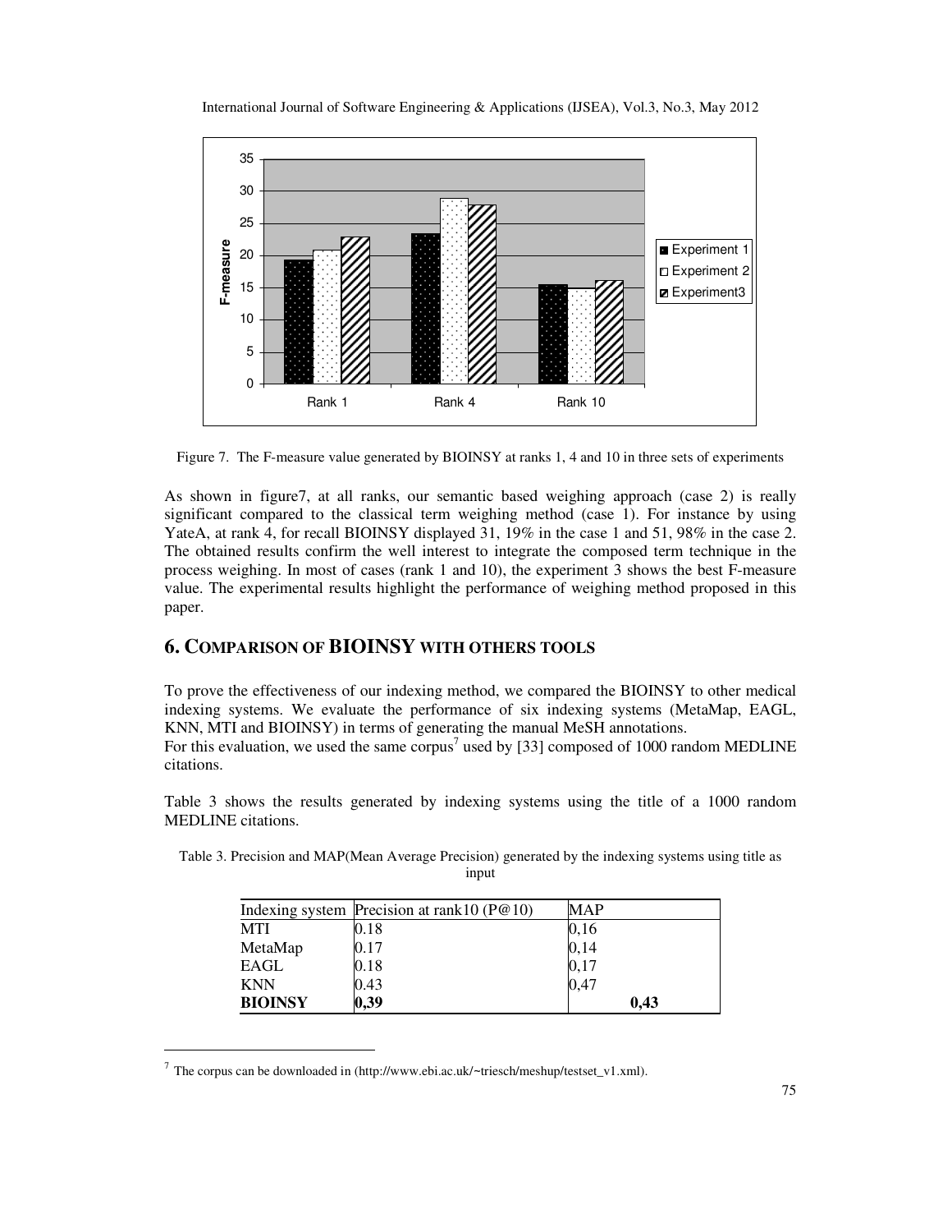Figure 7. The F-measure value generated by BIOINSY at ranks 1, 4 and 10 in three sets of experiments

As shown in figure7, at all ranks, our semantic based weighing approach (case 2) is really significant compared to the classical term weighing method (case 1). For instance by using YateA, at rank 4, for recall BIOINSY displayed 31, 19% in the case 1 and 51, 98% in the case 2. The obtained results confirm the well interest to integrate the composed term technique in the process weighing. In most of cases (rank 1 and 10), the experiment 3 shows the best F-measure value. The experimental results highlight the performance of weighing method proposed in this paper.

## 6. COMPARISON OF BIOINSY WITH OTHERS TOOLS

To prove the effectiveness of our indexing method, we compared the BIOINSY to other medical indexing systems. We evaluate the performance of six indexing systems (MetaMap, EAGL, KNN, MTI and BIOINSY) in terms of generating the manual MeSH annotations.
For this evaluation, we used the same corpus[7] used by [33] composed of 1000 random MEDLINE citations.

Table 3 shows the results generated by indexing systems using the title of a 1000 random MEDLINE citations.

Table 3. Precision and MAP(Mean Average Precision) generated by the indexing systems using title as input

| Indexing system | Precision at rank10 (P@10) | MAP |
|---|---|---|
| MTI | 0.18 | 0,16 |
| MetaMap | 0.17 | 0,14 |
| EAGL | 0.18 | 0,17 |
| KNN | 0.43 | 0,47 |
| **BIOINSY** | **0,39** | **0,43** |

[7] The corpus can be downloaded in (http://www.ebi.ac.uk/~triesch/meshup/testset_v1.xml).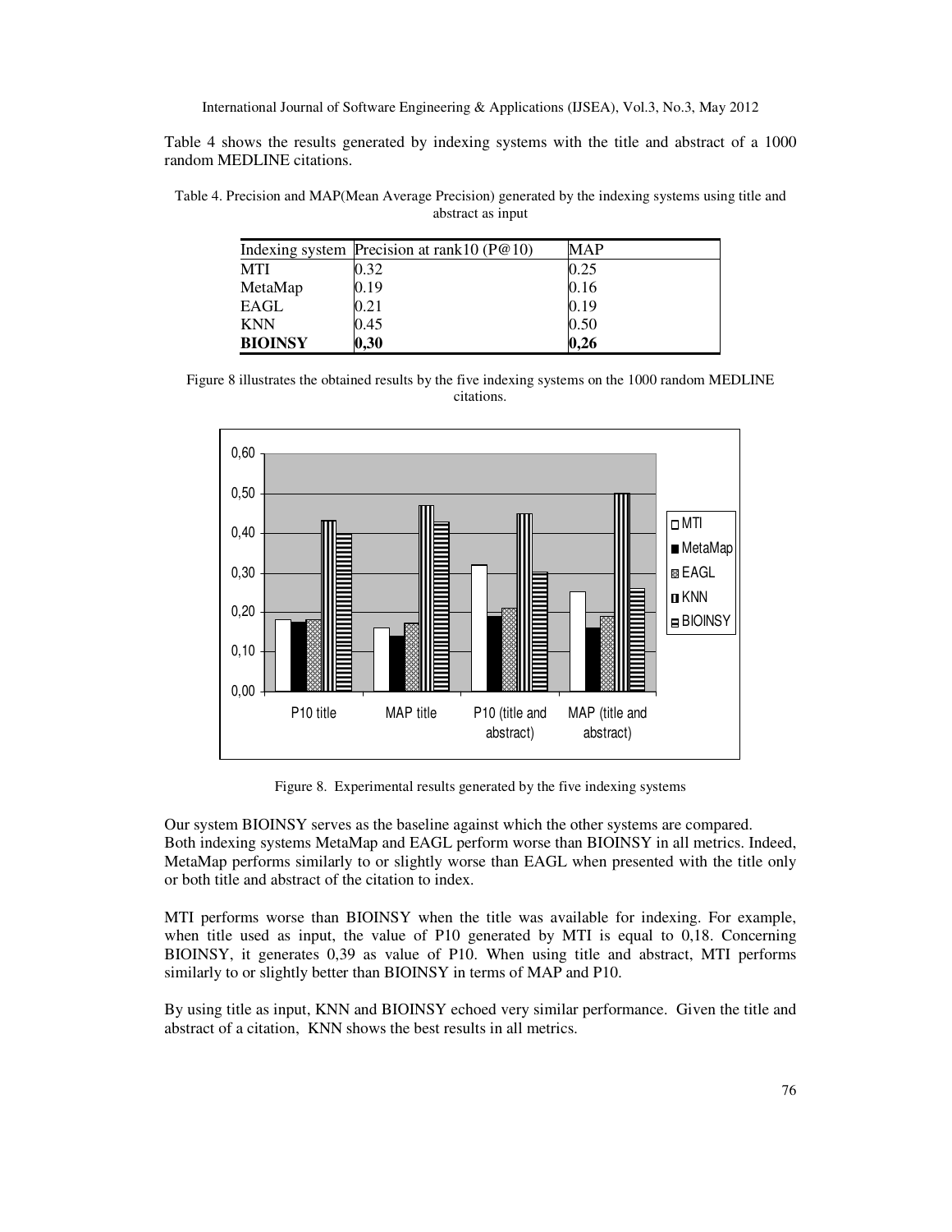Table 4 shows the results generated by indexing systems with the title and abstract of a 1000 random MEDLINE citations.

Table 4. Precision and MAP(Mean Average Precision) generated by the indexing systems using title and abstract as input

| Indexing system | Precision at rank10 (P@10) | MAP |
|---|---|---|
| MTI | 0.32 | 0.25 |
| MetaMap | 0.19 | 0.16 |
| EAGL | 0.21 | 0.19 |
| KNN | 0.45 | 0.50 |
| **BIOINSY** | **0,30** | **0,26** |

Figure 8 illustrates the obtained results by the five indexing systems on the 1000 random MEDLINE citations.

Figure 8. Experimental results generated by the five indexing systems

Our system BIOINSY serves as the baseline against which the other systems are compared.
Both indexing systems MetaMap and EAGL perform worse than BIOINSY in all metrics. Indeed, MetaMap performs similarly to or slightly worse than EAGL when presented with the title only or both title and abstract of the citation to index.

MTI performs worse than BIOINSY when the title was available for indexing. For example, when title used as input, the value of P10 generated by MTI is equal to 0,18. Concerning BIOINSY, it generates 0,39 as value of P10. When using title and abstract, MTI performs similarly to or slightly better than BIOINSY in terms of MAP and P10.

By using title as input, KNN and BIOINSY echoed very similar performance. Given the title and abstract of a citation, KNN shows the best results in all metrics.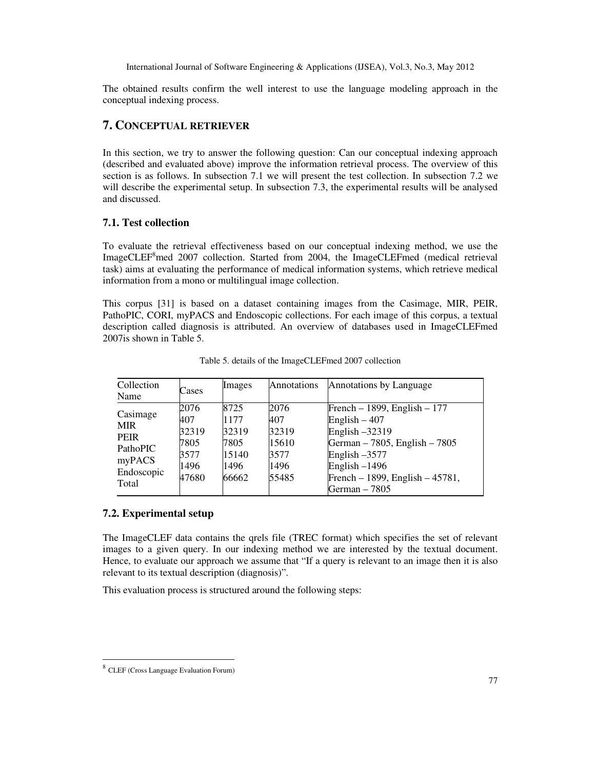The obtained results confirm the well interest to use the language modeling approach in the conceptual indexing process.

## 7. CONCEPTUAL RETRIEVER

In this section, we try to answer the following question: Can our conceptual indexing approach (described and evaluated above) improve the information retrieval process. The overview of this section is as follows. In subsection 7.1 we will present the test collection. In subsection 7.2 we will describe the experimental setup. In subsection 7.3, the experimental results will be analysed and discussed.

### 7.1. Test collection

To evaluate the retrieval effectiveness based on our conceptual indexing method, we use the ImageCLEF[8]med 2007 collection. Started from 2004, the ImageCLEFmed (medical retrieval task) aims at evaluating the performance of medical information systems, which retrieve medical information from a mono or multilingual image collection.

This corpus [31] is based on a dataset containing images from the Casimage, MIR, PEIR, PathoPIC, CORI, myPACS and Endoscopic collections. For each image of this corpus, a textual description called diagnosis is attributed. An overview of databases used in ImageCLEFmed 2007is shown in Table 5.

Table 5. details of the ImageCLEFmed 2007 collection

| Collection Name | Cases | Images | Annotations | Annotations by Language |
|---|---|---|---|---|
| Casimage | 2076 | 8725 | 2076 | French – 1899, English – 177 |
| MIR | 407 | 1177 | 407 | English – 407 |
| PEIR | 32319 | 32319 | 32319 | English –32319 |
| PathoPIC | 7805 | 7805 | 15610 | German – 7805, English – 7805 |
| myPACS | 3577 | 15140 | 3577 | English –3577 |
| Endoscopic | 1496 | 1496 | 1496 | English –1496 |
| Total | 47680 | 66662 | 55485 | French – 1899, English – 45781, German – 7805 |

### 7.2. Experimental setup

The ImageCLEF data contains the qrels file (TREC format) which specifies the set of relevant images to a given query. In our indexing method we are interested by the textual document. Hence, to evaluate our approach we assume that "If a query is relevant to an image then it is also relevant to its textual description (diagnosis)".

This evaluation process is structured around the following steps:

---

[8] CLEF (Cross Language Evaluation Forum)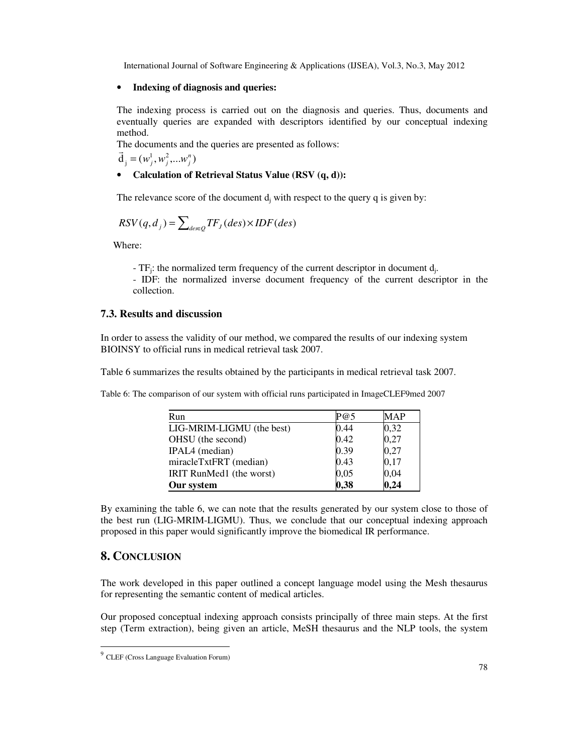- **Indexing of diagnosis and queries:**

The indexing process is carried out on the diagnosis and queries. Thus, documents and eventually queries are expanded with descriptors identified by our conceptual indexing method.

The documents and the queries are presented as follows:

$\vec{\mathrm{d}}_{\mathrm{j}} = (w_j^1, w_j^2, \ldots w_j^n)$

- **Calculation of Retrieval Status Value (RSV (q, d)):**

The relevance score of the document $d_j$ with respect to the query q is given by:

$$RSV(q, d_j) = \sum_{des \in Q} TF_J(des) \times IDF(des)$$

Where:

- $TF_j$: the normalized term frequency of the current descriptor in document $d_j$.
- IDF: the normalized inverse document frequency of the current descriptor in the collection.

### 7.3. Results and discussion

In order to assess the validity of our method, we compared the results of our indexing system BIOINSY to official runs in medical retrieval task 2007.

Table 6 summarizes the results obtained by the participants in medical retrieval task 2007.

Table 6: The comparison of our system with official runs participated in ImageCLEF[9]med 2007

| Run | P@5 | MAP |
|---|---|---|
| LIG-MRIM-LIGMU (the best) | 0.44 | 0,32 |
| OHSU (the second) | 0.42 | 0,27 |
| IPAL4 (median) | 0.39 | 0,27 |
| miracleTxtFRT (median) | 0.43 | 0,17 |
| IRIT RunMed1 (the worst) | 0,05 | 0,04 |
| **Our system** | **0,38** | **0,24** |

By examining the table 6, we can note that the results generated by our system close to those of the best run (LIG-MRIM-LIGMU). Thus, we conclude that our conceptual indexing approach proposed in this paper would significantly improve the biomedical IR performance.

## 8. CONCLUSION

The work developed in this paper outlined a concept language model using the Mesh thesaurus for representing the semantic content of medical articles.

Our proposed conceptual indexing approach consists principally of three main steps. At the first step (Term extraction), being given an article, MeSH thesaurus and the NLP tools, the system

[9] CLEF (Cross Language Evaluation Forum)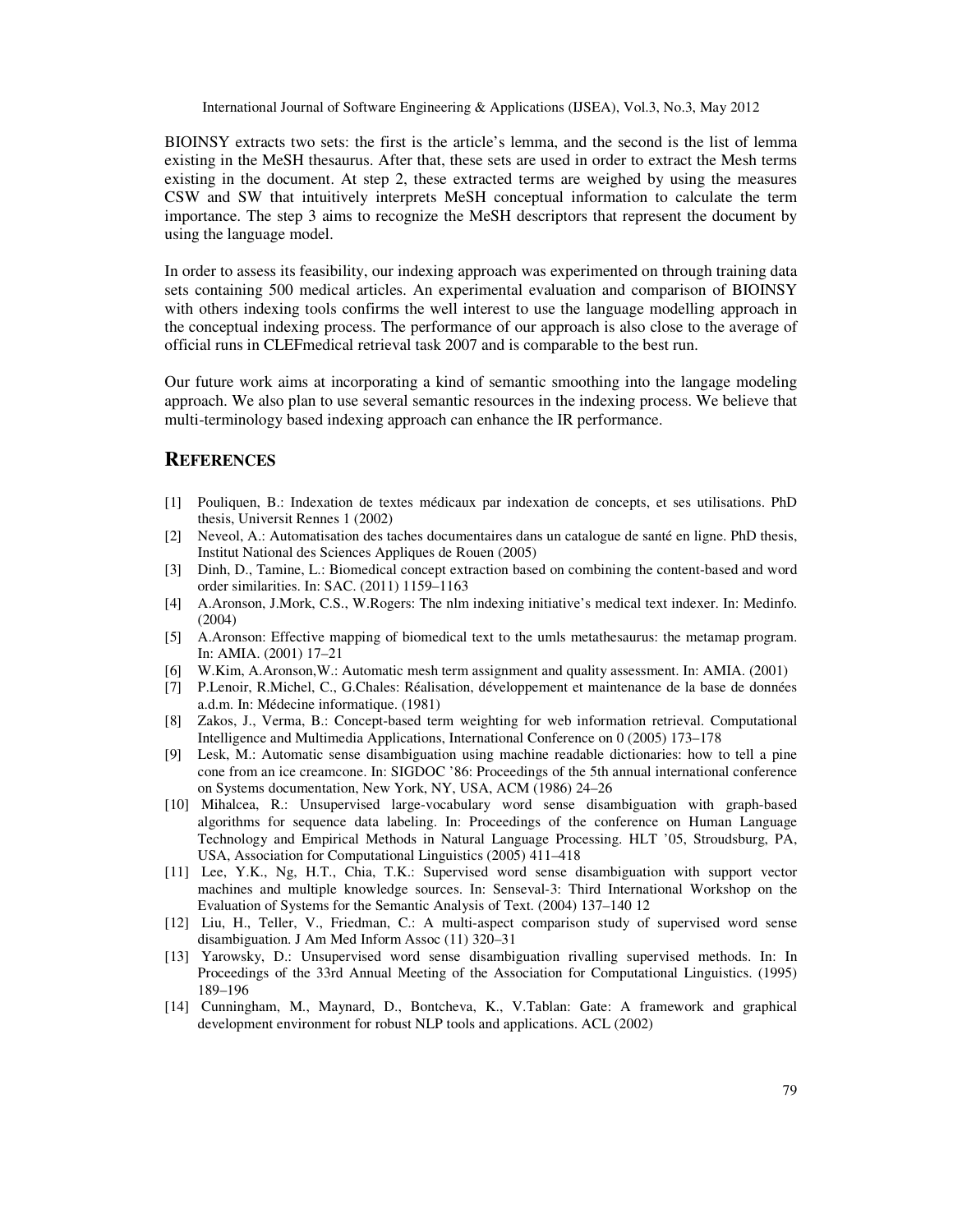BIOINSY extracts two sets: the first is the article's lemma, and the second is the list of lemma existing in the MeSH thesaurus. After that, these sets are used in order to extract the Mesh terms existing in the document. At step 2, these extracted terms are weighed by using the measures CSW and SW that intuitively interprets MeSH conceptual information to calculate the term importance. The step 3 aims to recognize the MeSH descriptors that represent the document by using the language model.

In order to assess its feasibility, our indexing approach was experimented on through training data sets containing 500 medical articles. An experimental evaluation and comparison of BIOINSY with others indexing tools confirms the well interest to use the language modelling approach in the conceptual indexing process. The performance of our approach is also close to the average of official runs in CLEFmedical retrieval task 2007 and is comparable to the best run.

Our future work aims at incorporating a kind of semantic smoothing into the langage modeling approach. We also plan to use several semantic resources in the indexing process. We believe that multi-terminology based indexing approach can enhance the IR performance.

## REFERENCES

[1] Pouliquen, B.: Indexation de textes médicaux par indexation de concepts, et ses utilisations. PhD thesis, Universit Rennes 1 (2002)

[2] Neveol, A.: Automatisation des taches documentaires dans un catalogue de santé en ligne. PhD thesis, Institut National des Sciences Appliques de Rouen (2005)

[3] Dinh, D., Tamine, L.: Biomedical concept extraction based on combining the content-based and word order similarities. In: SAC. (2011) 1159–1163

[4] A.Aronson, J.Mork, C.S., W.Rogers: The nlm indexing initiative's medical text indexer. In: Medinfo. (2004)

[5] A.Aronson: Effective mapping of biomedical text to the umls metathesaurus: the metamap program. In: AMIA. (2001) 17–21

[6] W.Kim, A.Aronson,W.: Automatic mesh term assignment and quality assessment. In: AMIA. (2001)

[7] P.Lenoir, R.Michel, C., G.Chales: Réalisation, développement et maintenance de la base de données a.d.m. In: Médecine informatique. (1981)

[8] Zakos, J., Verma, B.: Concept-based term weighting for web information retrieval. Computational Intelligence and Multimedia Applications, International Conference on 0 (2005) 173–178

[9] Lesk, M.: Automatic sense disambiguation using machine readable dictionaries: how to tell a pine cone from an ice creamcone. In: SIGDOC '86: Proceedings of the 5th annual international conference on Systems documentation, New York, NY, USA, ACM (1986) 24–26

[10] Mihalcea, R.: Unsupervised large-vocabulary word sense disambiguation with graph-based algorithms for sequence data labeling. In: Proceedings of the conference on Human Language Technology and Empirical Methods in Natural Language Processing. HLT '05, Stroudsburg, PA, USA, Association for Computational Linguistics (2005) 411–418

[11] Lee, Y.K., Ng, H.T., Chia, T.K.: Supervised word sense disambiguation with support vector machines and multiple knowledge sources. In: Senseval-3: Third International Workshop on the Evaluation of Systems for the Semantic Analysis of Text. (2004) 137–140 12

[12] Liu, H., Teller, V., Friedman, C.: A multi-aspect comparison study of supervised word sense disambiguation. J Am Med Inform Assoc (11) 320–31

[13] Yarowsky, D.: Unsupervised word sense disambiguation rivalling supervised methods. In: In Proceedings of the 33rd Annual Meeting of the Association for Computational Linguistics. (1995) 189–196

[14] Cunningham, M., Maynard, D., Bontcheva, K., V.Tablan: Gate: A framework and graphical development environment for robust NLP tools and applications. ACL (2002)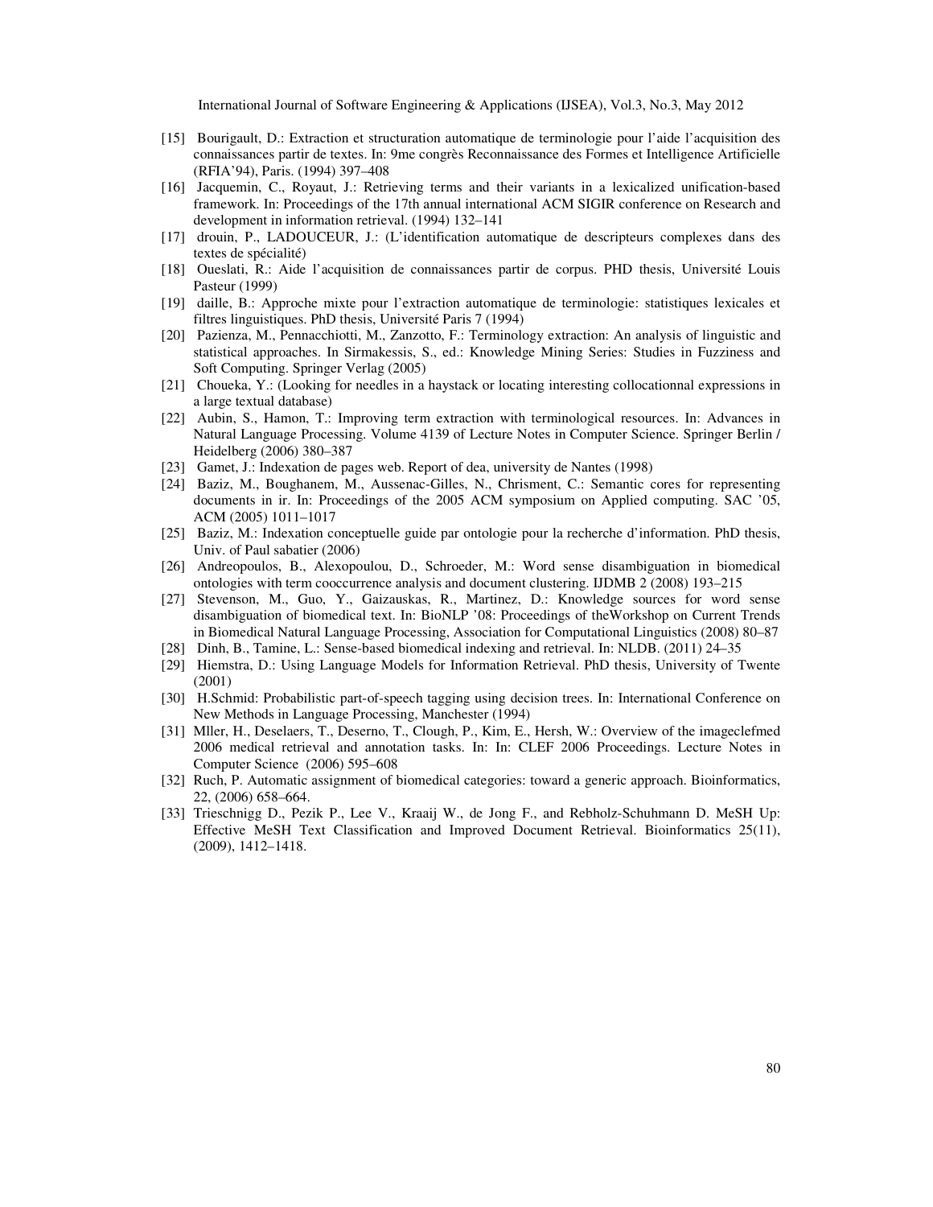[15] Bourigault, D.: Extraction et structuration automatique de terminologie pour l'aide l'acquisition des connaissances partir de textes. In: 9me congrès Reconnaissance des Formes et Intelligence Artificielle (RFIA'94), Paris. (1994) 397–408

[16] Jacquemin, C., Royaut, J.: Retrieving terms and their variants in a lexicalized unification-based framework. In: Proceedings of the 17th annual international ACM SIGIR conference on Research and development in information retrieval. (1994) 132–141

[17] drouin, P., LADOUCEUR, J.: (L'identification automatique de descripteurs complexes dans des textes de spécialité)

[18] Oueslati, R.: Aide l'acquisition de connaissances partir de corpus. PHD thesis, Université Louis Pasteur (1999)

[19] daille, B.: Approche mixte pour l'extraction automatique de terminologie: statistiques lexicales et filtres linguistiques. PhD thesis, Université Paris 7 (1994)

[20] Pazienza, M., Pennacchiotti, M., Zanzotto, F.: Terminology extraction: An analysis of linguistic and statistical approaches. In Sirmakessis, S., ed.: Knowledge Mining Series: Studies in Fuzziness and Soft Computing. Springer Verlag (2005)

[21] Choueka, Y.: (Looking for needles in a haystack or locating interesting collocationnal expressions in a large textual database)

[22] Aubin, S., Hamon, T.: Improving term extraction with terminological resources. In: Advances in Natural Language Processing. Volume 4139 of Lecture Notes in Computer Science. Springer Berlin / Heidelberg (2006) 380–387

[23] Gamet, J.: Indexation de pages web. Report of dea, university de Nantes (1998)

[24] Baziz, M., Boughanem, M., Aussenac-Gilles, N., Chrisment, C.: Semantic cores for representing documents in ir. In: Proceedings of the 2005 ACM symposium on Applied computing. SAC '05, ACM (2005) 1011–1017

[25] Baziz, M.: Indexation conceptuelle guide par ontologie pour la recherche d'information. PhD thesis, Univ. of Paul sabatier (2006)

[26] Andreopoulos, B., Alexopoulou, D., Schroeder, M.: Word sense disambiguation in biomedical ontologies with term cooccurrence analysis and document clustering. IJDMB 2 (2008) 193–215

[27] Stevenson, M., Guo, Y., Gaizauskas, R., Martinez, D.: Knowledge sources for word sense disambiguation of biomedical text. In: BioNLP '08: Proceedings of theWorkshop on Current Trends in Biomedical Natural Language Processing, Association for Computational Linguistics (2008) 80–87

[28] Dinh, B., Tamine, L.: Sense-based biomedical indexing and retrieval. In: NLDB. (2011) 24–35

[29] Hiemstra, D.: Using Language Models for Information Retrieval. PhD thesis, University of Twente (2001)

[30] H.Schmid: Probabilistic part-of-speech tagging using decision trees. In: International Conference on New Methods in Language Processing, Manchester (1994)

[31] Mller, H., Deselaers, T., Deserno, T., Clough, P., Kim, E., Hersh, W.: Overview of the imageclefmed 2006 medical retrieval and annotation tasks. In: In: CLEF 2006 Proceedings. Lecture Notes in Computer Science (2006) 595–608

[32] Ruch, P. Automatic assignment of biomedical categories: toward a generic approach. Bioinformatics, 22, (2006) 658–664.

[33] Trieschnigg D., Pezik P., Lee V., Kraaij W., de Jong F., and Rebholz-Schuhmann D. MeSH Up: Effective MeSH Text Classification and Improved Document Retrieval. Bioinformatics 25(11), (2009), 1412–1418.